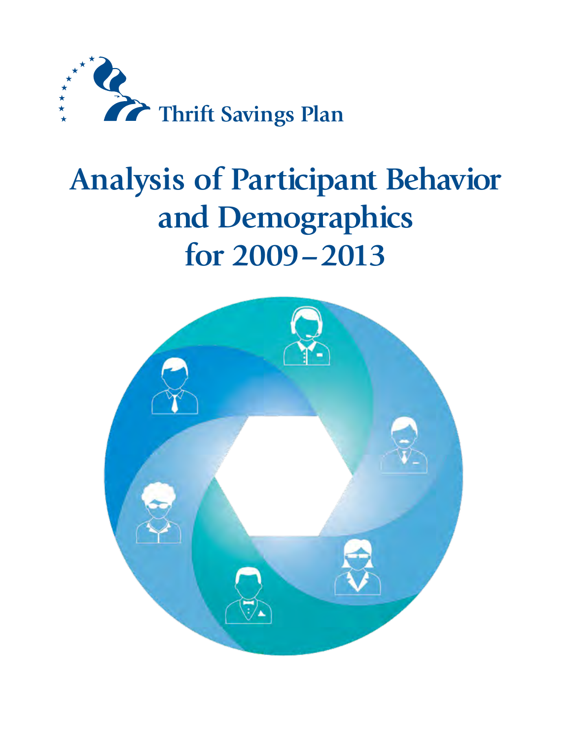Thrift Savings Plan

# Analysis of Participant Behavior and Demographics for 2009–2013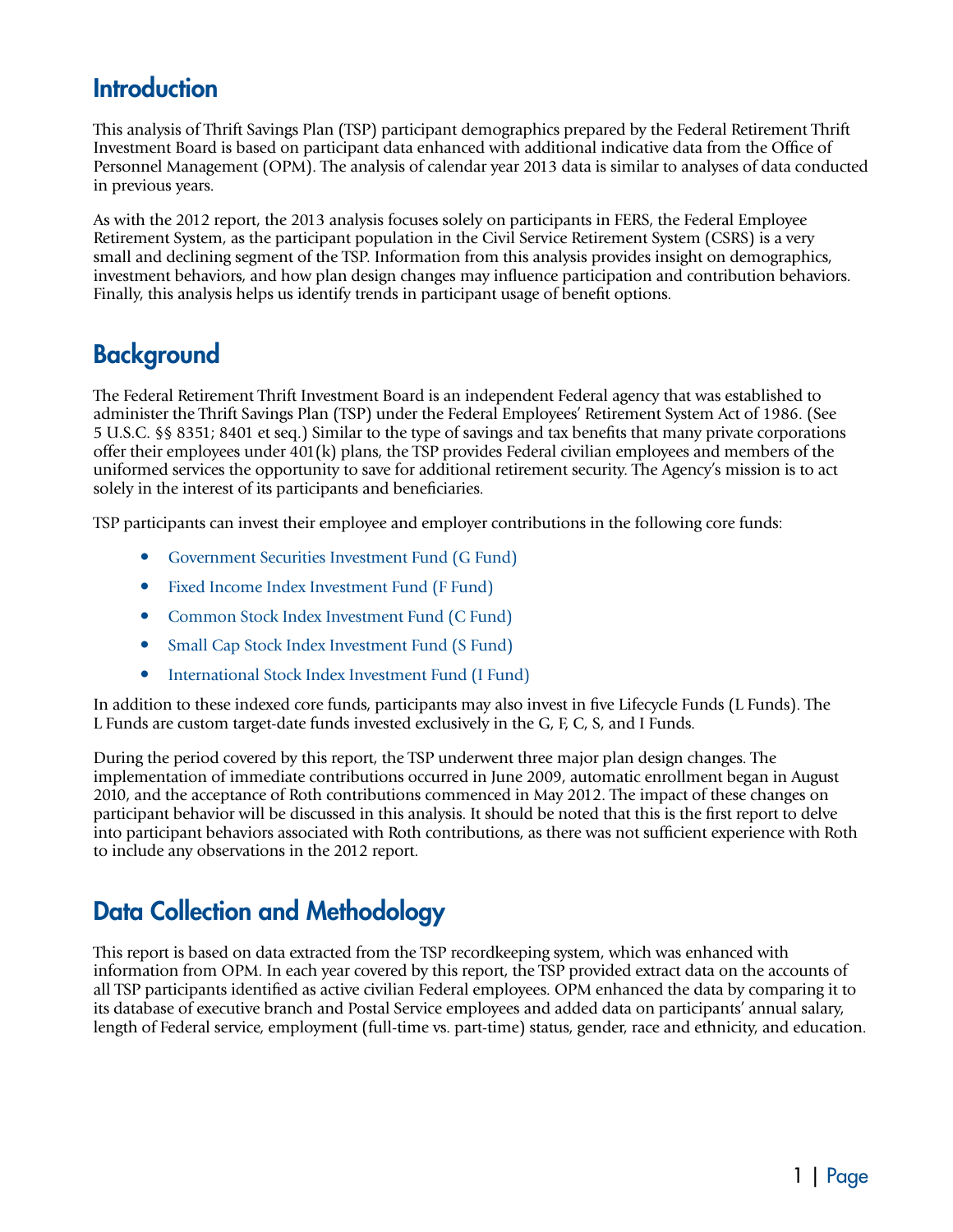## Introduction

This analysis of Thrift Savings Plan (TSP) participant demographics prepared by the Federal Retirement Thrift Investment Board is based on participant data enhanced with additional indicative data from the Office of Personnel Management (OPM). The analysis of calendar year 2013 data is similar to analyses of data conducted in previous years.

As with the 2012 report, the 2013 analysis focuses solely on participants in FERS, the Federal Employee Retirement System, as the participant population in the Civil Service Retirement System (CSRS) is a very small and declining segment of the TSP. Information from this analysis provides insight on demographics, investment behaviors, and how plan design changes may influence participation and contribution behaviors. Finally, this analysis helps us identify trends in participant usage of benefit options.

## Background

The Federal Retirement Thrift Investment Board is an independent Federal agency that was established to administer the Thrift Savings Plan (TSP) under the Federal Employees' Retirement System Act of 1986. (See 5 U.S.C. §§ 8351; 8401 et seq.) Similar to the type of savings and tax benefits that many private corporations offer their employees under 401(k) plans, the TSP provides Federal civilian employees and members of the uniformed services the opportunity to save for additional retirement security. The Agency's mission is to act solely in the interest of its participants and beneficiaries.

TSP participants can invest their employee and employer contributions in the following core funds:

- Government Securities Investment Fund (G Fund)
- Fixed Income Index Investment Fund (F Fund)
- Common Stock Index Investment Fund (C Fund)
- Small Cap Stock Index Investment Fund (S Fund)
- International Stock Index Investment Fund (I Fund)

In addition to these indexed core funds, participants may also invest in five Lifecycle Funds (L Funds). The L Funds are custom target-date funds invested exclusively in the G, F, C, S, and I Funds.

During the period covered by this report, the TSP underwent three major plan design changes. The implementation of immediate contributions occurred in June 2009, automatic enrollment began in August 2010, and the acceptance of Roth contributions commenced in May 2012. The impact of these changes on participant behavior will be discussed in this analysis. It should be noted that this is the first report to delve into participant behaviors associated with Roth contributions, as there was not sufficient experience with Roth to include any observations in the 2012 report.

## Data Collection and Methodology

This report is based on data extracted from the TSP recordkeeping system, which was enhanced with information from OPM. In each year covered by this report, the TSP provided extract data on the accounts of all TSP participants identified as active civilian Federal employees. OPM enhanced the data by comparing it to its database of executive branch and Postal Service employees and added data on participants' annual salary, length of Federal service, employment (full-time vs. part-time) status, gender, race and ethnicity, and education.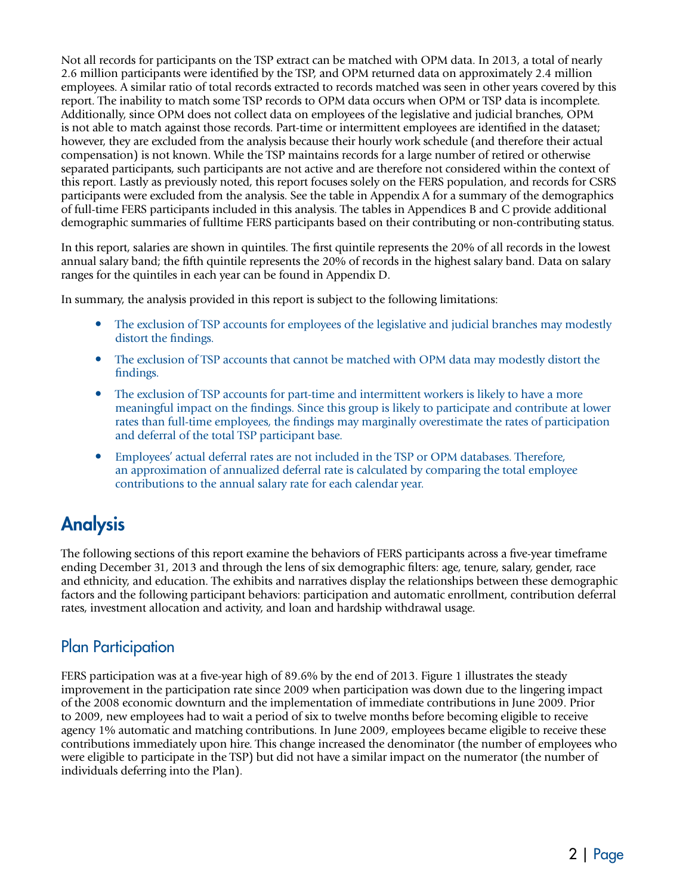Not all records for participants on the TSP extract can be matched with OPM data. In 2013, a total of nearly 2.6 million participants were identified by the TSP, and OPM returned data on approximately 2.4 million employees. A similar ratio of total records extracted to records matched was seen in other years covered by this report. The inability to match some TSP records to OPM data occurs when OPM or TSP data is incomplete. Additionally, since OPM does not collect data on employees of the legislative and judicial branches, OPM is not able to match against those records. Part-time or intermittent employees are identified in the dataset; however, they are excluded from the analysis because their hourly work schedule (and therefore their actual compensation) is not known. While the TSP maintains records for a large number of retired or otherwise separated participants, such participants are not active and are therefore not considered within the context of this report. Lastly as previously noted, this report focuses solely on the FERS population, and records for CSRS participants were excluded from the analysis. See the table in Appendix A for a summary of the demographics of full-time FERS participants included in this analysis. The tables in Appendices B and C provide additional demographic summaries of fulltime FERS participants based on their contributing or non-contributing status.

In this report, salaries are shown in quintiles. The first quintile represents the 20% of all records in the lowest annual salary band; the fifth quintile represents the 20% of records in the highest salary band. Data on salary ranges for the quintiles in each year can be found in Appendix D.

In summary, the analysis provided in this report is subject to the following limitations:

- The exclusion of TSP accounts for employees of the legislative and judicial branches may modestly distort the findings.
- The exclusion of TSP accounts that cannot be matched with OPM data may modestly distort the findings.
- The exclusion of TSP accounts for part-time and intermittent workers is likely to have a more meaningful impact on the findings. Since this group is likely to participate and contribute at lower rates than full-time employees, the findings may marginally overestimate the rates of participation and deferral of the total TSP participant base.
- Employees' actual deferral rates are not included in the TSP or OPM databases. Therefore, an approximation of annualized deferral rate is calculated by comparing the total employee contributions to the annual salary rate for each calendar year.

# Analysis

The following sections of this report examine the behaviors of FERS participants across a five-year timeframe ending December 31, 2013 and through the lens of six demographic filters: age, tenure, salary, gender, race and ethnicity, and education. The exhibits and narratives display the relationships between these demographic factors and the following participant behaviors: participation and automatic enrollment, contribution deferral rates, investment allocation and activity, and loan and hardship withdrawal usage.

## Plan Participation

FERS participation was at a five-year high of 89.6% by the end of 2013. Figure 1 illustrates the steady improvement in the participation rate since 2009 when participation was down due to the lingering impact of the 2008 economic downturn and the implementation of immediate contributions in June 2009. Prior to 2009, new employees had to wait a period of six to twelve months before becoming eligible to receive agency 1% automatic and matching contributions. In June 2009, employees became eligible to receive these contributions immediately upon hire. This change increased the denominator (the number of employees who were eligible to participate in the TSP) but did not have a similar impact on the numerator (the number of individuals deferring into the Plan).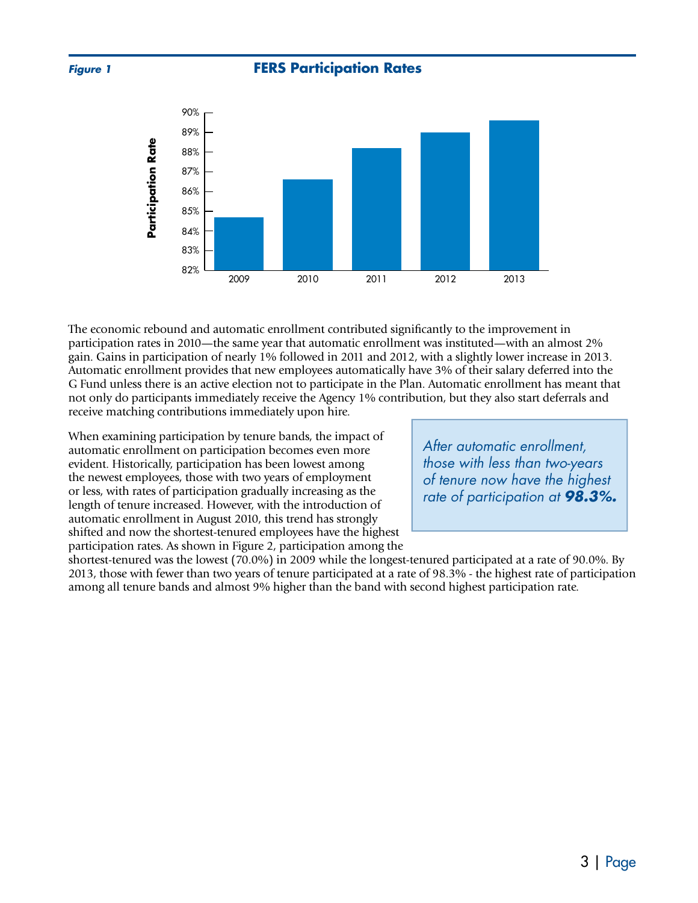**Figure 1** **FERS Participation Rates**

The economic rebound and automatic enrollment contributed significantly to the improvement in participation rates in 2010—the same year that automatic enrollment was instituted—with an almost 2% gain. Gains in participation of nearly 1% followed in 2011 and 2012, with a slightly lower increase in 2013. Automatic enrollment provides that new employees automatically have 3% of their salary deferred into the G Fund unless there is an active election not to participate in the Plan. Automatic enrollment has meant that not only do participants immediately receive the Agency 1% contribution, but they also start deferrals and receive matching contributions immediately upon hire.

When examining participation by tenure bands, the impact of automatic enrollment on participation becomes even more evident. Historically, participation has been lowest among the newest employees, those with two years of employment or less, with rates of participation gradually increasing as the length of tenure increased. However, with the introduction of automatic enrollment in August 2010, this trend has strongly shifted and now the shortest-tenured employees have the highest participation rates. As shown in Figure 2, participation among the shortest-tenured was the lowest (70.0%) in 2009 while the longest-tenured participated at a rate of 90.0%. By 2013, those with fewer than two years of tenure participated at a rate of 98.3% - the highest rate of participation among all tenure bands and almost 9% higher than the band with second highest participation rate.

> *After automatic enrollment, those with less than two-years of tenure now have the highest rate of participation at* ***98.3%.***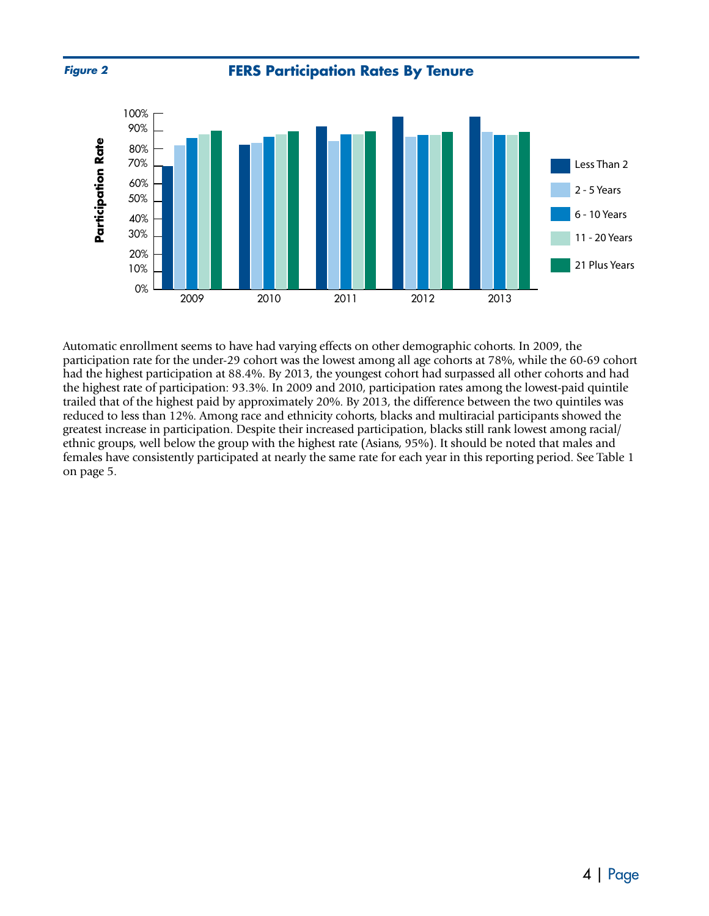*Figure 2*

**FERS Participation Rates By Tenure**

Automatic enrollment seems to have had varying effects on other demographic cohorts. In 2009, the participation rate for the under-29 cohort was the lowest among all age cohorts at 78%, while the 60-69 cohort had the highest participation at 88.4%. By 2013, the youngest cohort had surpassed all other cohorts and had the highest rate of participation: 93.3%. In 2009 and 2010, participation rates among the lowest-paid quintile trailed that of the highest paid by approximately 20%. By 2013, the difference between the two quintiles was reduced to less than 12%. Among race and ethnicity cohorts, blacks and multiracial participants showed the greatest increase in participation. Despite their increased participation, blacks still rank lowest among racial/ethnic groups, well below the group with the highest rate (Asians, 95%). It should be noted that males and females have consistently participated at nearly the same rate for each year in this reporting period. See Table 1 on page 5.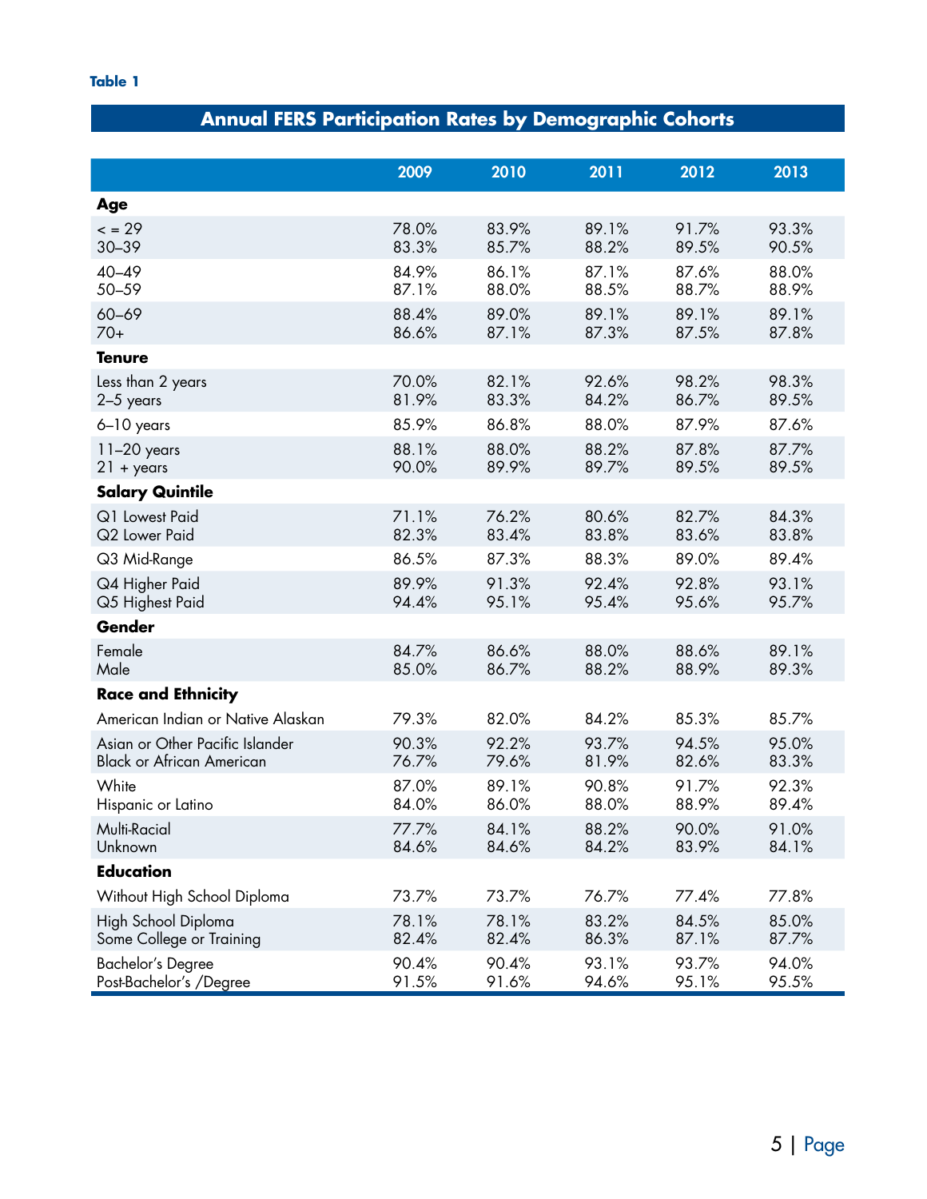**Table 1**

## Annual FERS Participation Rates by Demographic Cohorts

| | 2009 | 2010 | 2011 | 2012 | 2013 |
|---|---|---|---|---|---|
| **Age** | | | | | |
| < = 29 | 78.0% | 83.9% | 89.1% | 91.7% | 93.3% |
| 30–39 | 83.3% | 85.7% | 88.2% | 89.5% | 90.5% |
| 40–49 | 84.9% | 86.1% | 87.1% | 87.6% | 88.0% |
| 50–59 | 87.1% | 88.0% | 88.5% | 88.7% | 88.9% |
| 60–69 | 88.4% | 89.0% | 89.1% | 89.1% | 89.1% |
| 70+ | 86.6% | 87.1% | 87.3% | 87.5% | 87.8% |
| **Tenure** | | | | | |
| Less than 2 years | 70.0% | 82.1% | 92.6% | 98.2% | 98.3% |
| 2–5 years | 81.9% | 83.3% | 84.2% | 86.7% | 89.5% |
| 6–10 years | 85.9% | 86.8% | 88.0% | 87.9% | 87.6% |
| 11–20 years | 88.1% | 88.0% | 88.2% | 87.8% | 87.7% |
| 21 + years | 90.0% | 89.9% | 89.7% | 89.5% | 89.5% |
| **Salary Quintile** | | | | | |
| Q1 Lowest Paid | 71.1% | 76.2% | 80.6% | 82.7% | 84.3% |
| Q2 Lower Paid | 82.3% | 83.4% | 83.8% | 83.6% | 83.8% |
| Q3 Mid-Range | 86.5% | 87.3% | 88.3% | 89.0% | 89.4% |
| Q4 Higher Paid | 89.9% | 91.3% | 92.4% | 92.8% | 93.1% |
| Q5 Highest Paid | 94.4% | 95.1% | 95.4% | 95.6% | 95.7% |
| **Gender** | | | | | |
| Female | 84.7% | 86.6% | 88.0% | 88.6% | 89.1% |
| Male | 85.0% | 86.7% | 88.2% | 88.9% | 89.3% |
| **Race and Ethnicity** | | | | | |
| American Indian or Native Alaskan | 79.3% | 82.0% | 84.2% | 85.3% | 85.7% |
| Asian or Other Pacific Islander | 90.3% | 92.2% | 93.7% | 94.5% | 95.0% |
| Black or African American | 76.7% | 79.6% | 81.9% | 82.6% | 83.3% |
| White | 87.0% | 89.1% | 90.8% | 91.7% | 92.3% |
| Hispanic or Latino | 84.0% | 86.0% | 88.0% | 88.9% | 89.4% |
| Multi-Racial | 77.7% | 84.1% | 88.2% | 90.0% | 91.0% |
| Unknown | 84.6% | 84.6% | 84.2% | 83.9% | 84.1% |
| **Education** | | | | | |
| Without High School Diploma | 73.7% | 73.7% | 76.7% | 77.4% | 77.8% |
| High School Diploma | 78.1% | 78.1% | 83.2% | 84.5% | 85.0% |
| Some College or Training | 82.4% | 82.4% | 86.3% | 87.1% | 87.7% |
| Bachelor's Degree | 90.4% | 90.4% | 93.1% | 93.7% | 94.0% |
| Post-Bachelor's /Degree | 91.5% | 91.6% | 94.6% | 95.1% | 95.5% |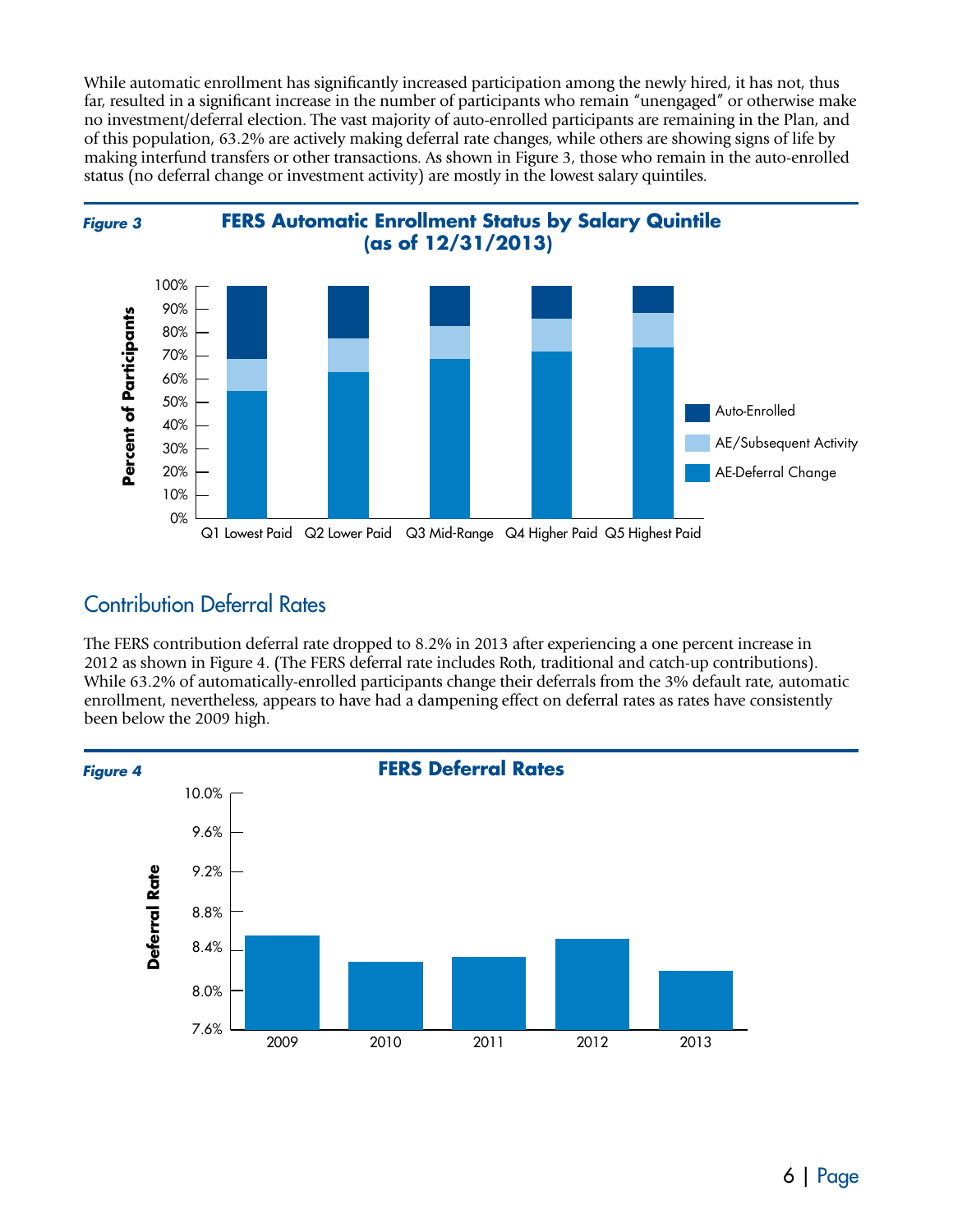While automatic enrollment has significantly increased participation among the newly hired, it has not, thus far, resulted in a significant increase in the number of participants who remain "unengaged" or otherwise make no investment/deferral election. The vast majority of auto-enrolled participants are remaining in the Plan, and of this population, 63.2% are actively making deferral rate changes, while others are showing signs of life by making interfund transfers or other transactions. As shown in Figure 3, those who remain in the auto-enrolled status (no deferral change or investment activity) are mostly in the lowest salary quintiles.

***Figure 3*** **FERS Automatic Enrollment Status by Salary Quintile (as of 12/31/2013)**

## Contribution Deferral Rates

The FERS contribution deferral rate dropped to 8.2% in 2013 after experiencing a one percent increase in 2012 as shown in Figure 4. (The FERS deferral rate includes Roth, traditional and catch-up contributions). While 63.2% of automatically-enrolled participants change their deferrals from the 3% default rate, automatic enrollment, nevertheless, appears to have had a dampening effect on deferral rates as rates have consistently been below the 2009 high.

***Figure 4*** **FERS Deferral Rates**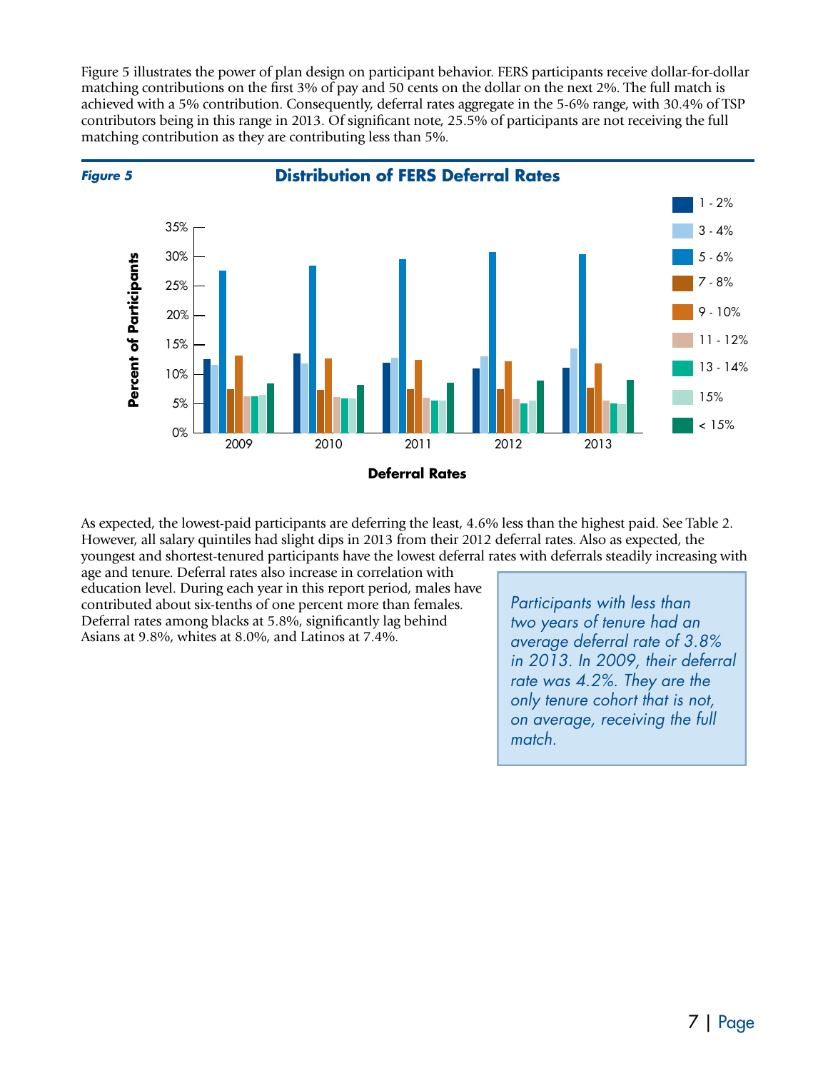Figure 5 illustrates the power of plan design on participant behavior. FERS participants receive dollar-for-dollar matching contributions on the first 3% of pay and 50 cents on the dollar on the next 2%. The full match is achieved with a 5% contribution. Consequently, deferral rates aggregate in the 5-6% range, with 30.4% of TSP contributors being in this range in 2013. Of significant note, 25.5% of participants are not receiving the full matching contribution as they are contributing less than 5%.

***Figure 5***

## Distribution of FERS Deferral Rates

As expected, the lowest-paid participants are deferring the least, 4.6% less than the highest paid. See Table 2. However, all salary quintiles had slight dips in 2013 from their 2012 deferral rates. Also as expected, the youngest and shortest-tenured participants have the lowest deferral rates with deferrals steadily increasing with age and tenure. Deferral rates also increase in correlation with education level. During each year in this report period, males have contributed about six-tenths of one percent more than females. Deferral rates among blacks at 5.8%, significantly lag behind Asians at 9.8%, whites at 8.0%, and Latinos at 7.4%.

> *Participants with less than two years of tenure had an average deferral rate of 3.8% in 2013. In 2009, their deferral rate was 4.2%. They are the only tenure cohort that is not, on average, receiving the full match.*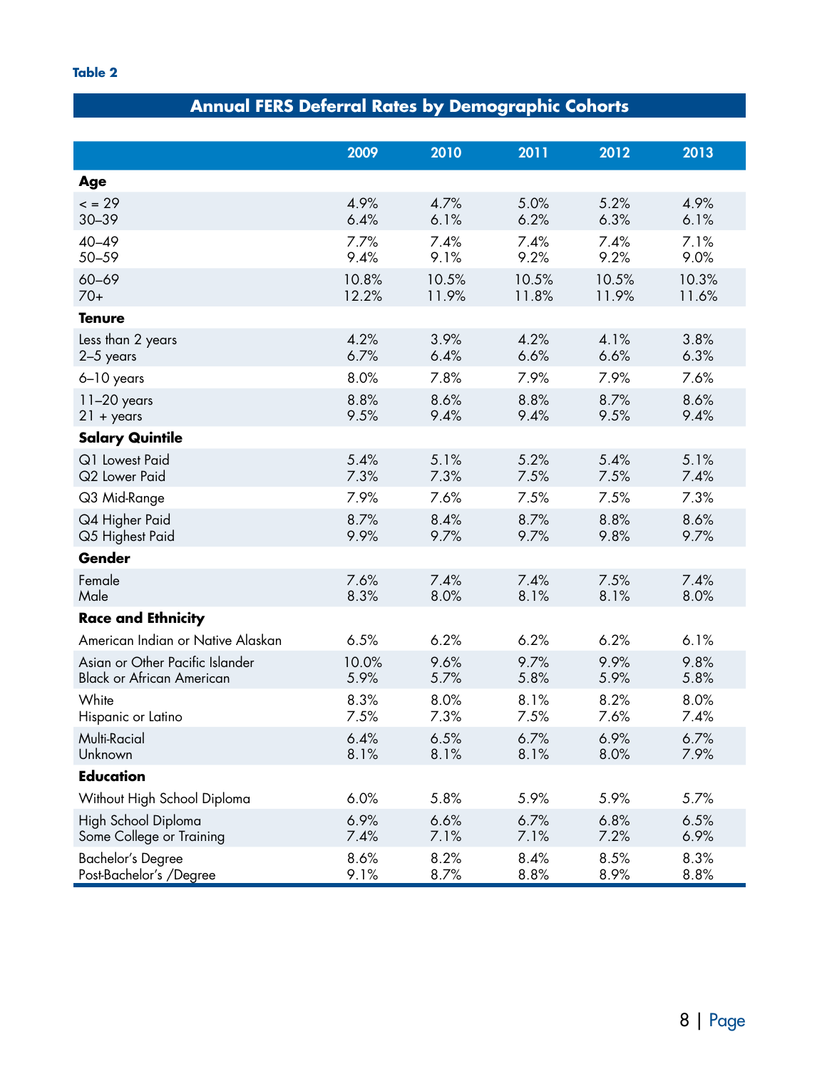**Table 2**

## Annual FERS Deferral Rates by Demographic Cohorts

| | 2009 | 2010 | 2011 | 2012 | 2013 |
|---|---|---|---|---|---|
| **Age** | | | | | |
| < = 29 | 4.9% | 4.7% | 5.0% | 5.2% | 4.9% |
| 30–39 | 6.4% | 6.1% | 6.2% | 6.3% | 6.1% |
| 40–49 | 7.7% | 7.4% | 7.4% | 7.4% | 7.1% |
| 50–59 | 9.4% | 9.1% | 9.2% | 9.2% | 9.0% |
| 60–69 | 10.8% | 10.5% | 10.5% | 10.5% | 10.3% |
| 70+ | 12.2% | 11.9% | 11.8% | 11.9% | 11.6% |
| **Tenure** | | | | | |
| Less than 2 years | 4.2% | 3.9% | 4.2% | 4.1% | 3.8% |
| 2–5 years | 6.7% | 6.4% | 6.6% | 6.6% | 6.3% |
| 6–10 years | 8.0% | 7.8% | 7.9% | 7.9% | 7.6% |
| 11–20 years | 8.8% | 8.6% | 8.8% | 8.7% | 8.6% |
| 21 + years | 9.5% | 9.4% | 9.4% | 9.5% | 9.4% |
| **Salary Quintile** | | | | | |
| Q1 Lowest Paid | 5.4% | 5.1% | 5.2% | 5.4% | 5.1% |
| Q2 Lower Paid | 7.3% | 7.3% | 7.5% | 7.5% | 7.4% |
| Q3 Mid-Range | 7.9% | 7.6% | 7.5% | 7.5% | 7.3% |
| Q4 Higher Paid | 8.7% | 8.4% | 8.7% | 8.8% | 8.6% |
| Q5 Highest Paid | 9.9% | 9.7% | 9.7% | 9.8% | 9.7% |
| **Gender** | | | | | |
| Female | 7.6% | 7.4% | 7.4% | 7.5% | 7.4% |
| Male | 8.3% | 8.0% | 8.1% | 8.1% | 8.0% |
| **Race and Ethnicity** | | | | | |
| American Indian or Native Alaskan | 6.5% | 6.2% | 6.2% | 6.2% | 6.1% |
| Asian or Other Pacific Islander | 10.0% | 9.6% | 9.7% | 9.9% | 9.8% |
| Black or African American | 5.9% | 5.7% | 5.8% | 5.9% | 5.8% |
| White | 8.3% | 8.0% | 8.1% | 8.2% | 8.0% |
| Hispanic or Latino | 7.5% | 7.3% | 7.5% | 7.6% | 7.4% |
| Multi-Racial | 6.4% | 6.5% | 6.7% | 6.9% | 6.7% |
| Unknown | 8.1% | 8.1% | 8.1% | 8.0% | 7.9% |
| **Education** | | | | | |
| Without High School Diploma | 6.0% | 5.8% | 5.9% | 5.9% | 5.7% |
| High School Diploma | 6.9% | 6.6% | 6.7% | 6.8% | 6.5% |
| Some College or Training | 7.4% | 7.1% | 7.1% | 7.2% | 6.9% |
| Bachelor's Degree | 8.6% | 8.2% | 8.4% | 8.5% | 8.3% |
| Post-Bachelor's /Degree | 9.1% | 8.7% | 8.8% | 8.9% | 8.8% |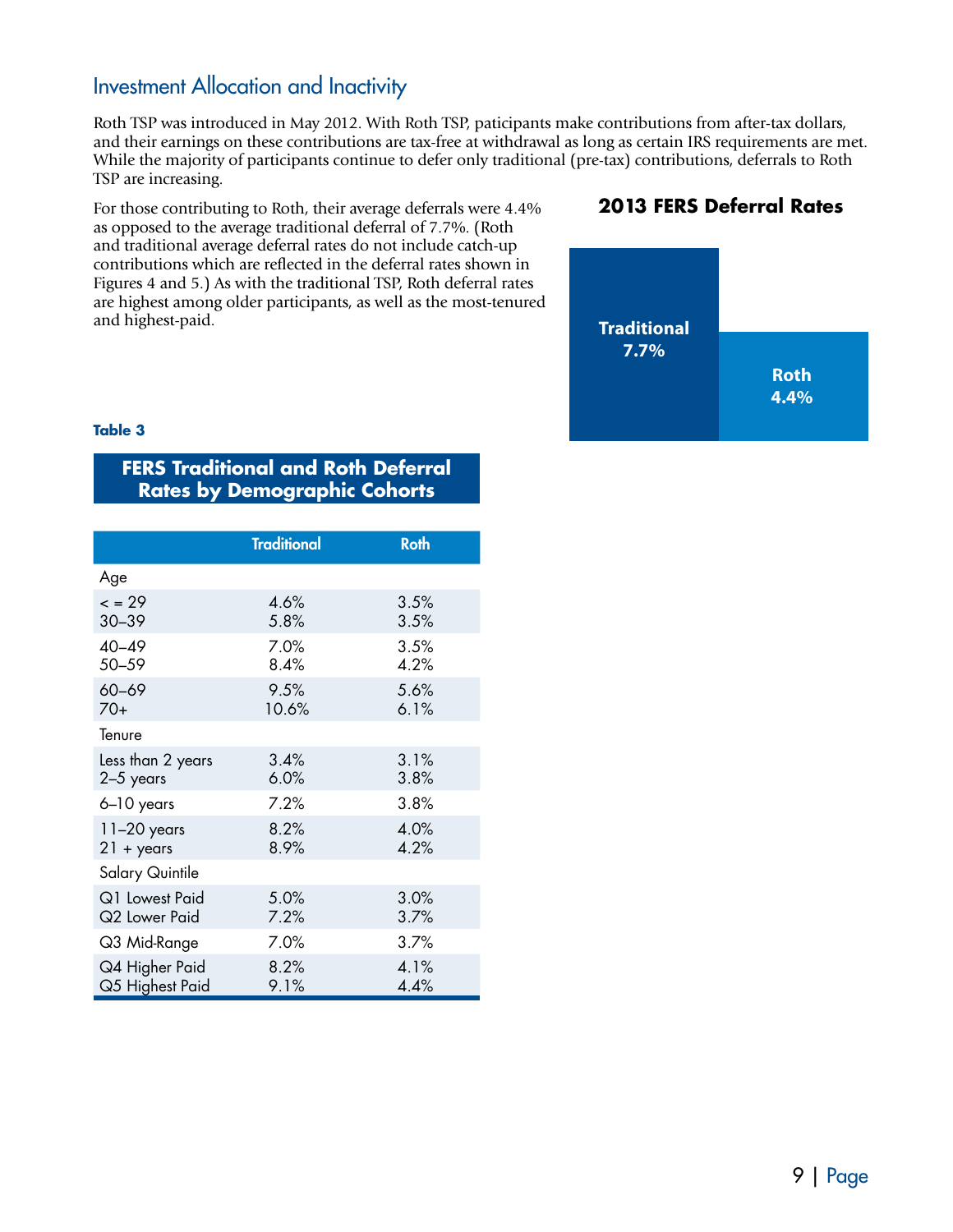## Investment Allocation and Inactivity

Roth TSP was introduced in May 2012. With Roth TSP, paticipants make contributions from after-tax dollars, and their earnings on these contributions are tax-free at withdrawal as long as certain IRS requirements are met. While the majority of participants continue to defer only traditional (pre-tax) contributions, deferrals to Roth TSP are increasing.

For those contributing to Roth, their average deferrals were 4.4% as opposed to the average traditional deferral of 7.7%. (Roth and traditional average deferral rates do not include catch-up contributions which are reflected in the deferral rates shown in Figures 4 and 5.) As with the traditional TSP, Roth deferral rates are highest among older participants, as well as the most-tenured and highest-paid.

**2013 FERS Deferral Rates**

| Traditional | Roth |
|---|---|
| 7.7% | 4.4% |

**Table 3**

**FERS Traditional and Roth Deferral Rates by Demographic Cohorts**

| | Traditional | Roth |
|---|---|---|
| Age | | |
| < = 29 | 4.6% | 3.5% |
| 30–39 | 5.8% | 3.5% |
| 40–49 | 7.0% | 3.5% |
| 50–59 | 8.4% | 4.2% |
| 60–69 | 9.5% | 5.6% |
| 70+ | 10.6% | 6.1% |
| Tenure | | |
| Less than 2 years | 3.4% | 3.1% |
| 2–5 years | 6.0% | 3.8% |
| 6–10 years | 7.2% | 3.8% |
| 11–20 years | 8.2% | 4.0% |
| 21 + years | 8.9% | 4.2% |
| Salary Quintile | | |
| Q1 Lowest Paid | 5.0% | 3.0% |
| Q2 Lower Paid | 7.2% | 3.7% |
| Q3 Mid-Range | 7.0% | 3.7% |
| Q4 Higher Paid | 8.2% | 4.1% |
| Q5 Highest Paid | 9.1% | 4.4% |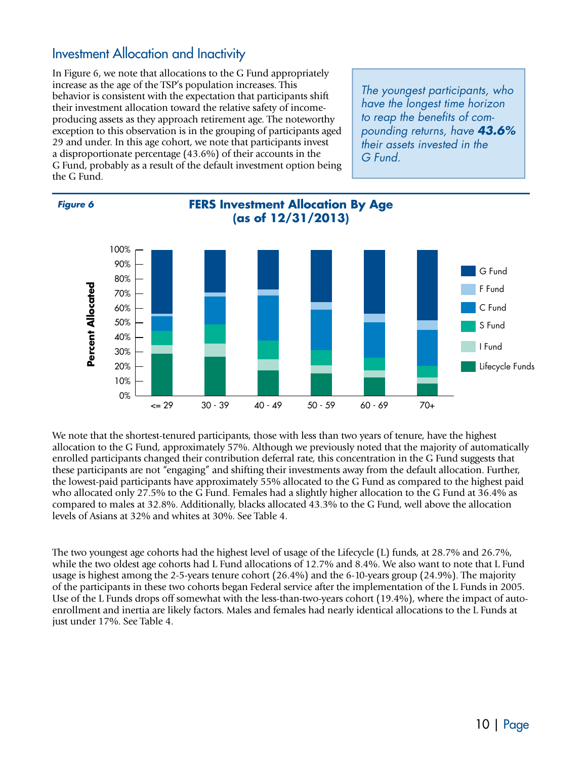## Investment Allocation and Inactivity

In Figure 6, we note that allocations to the G Fund appropriately increase as the age of the TSP's population increases. This behavior is consistent with the expectation that participants shift their investment allocation toward the relative safety of income-producing assets as they approach retirement age. The noteworthy exception to this observation is in the grouping of participants aged 29 and under. In this age cohort, we note that participants invest a disproportionate percentage (43.6%) of their accounts in the G Fund, probably as a result of the default investment option being the G Fund.

*The youngest participants, who have the longest time horizon to reap the benefits of compounding returns, have **43.6%** their assets invested in the G Fund.*

***Figure 6***

**FERS Investment Allocation By Age (as of 12/31/2013)**

We note that the shortest-tenured participants, those with less than two years of tenure, have the highest allocation to the G Fund, approximately 57%. Although we previously noted that the majority of automatically enrolled participants changed their contribution deferral rate, this concentration in the G Fund suggests that these participants are not "engaging" and shifting their investments away from the default allocation. Further, the lowest-paid participants have approximately 55% allocated to the G Fund as compared to the highest paid who allocated only 27.5% to the G Fund. Females had a slightly higher allocation to the G Fund at 36.4% as compared to males at 32.8%. Additionally, blacks allocated 43.3% to the G Fund, well above the allocation levels of Asians at 32% and whites at 30%. See Table 4.

The two youngest age cohorts had the highest level of usage of the Lifecycle (L) funds, at 28.7% and 26.7%, while the two oldest age cohorts had L Fund allocations of 12.7% and 8.4%. We also want to note that L Fund usage is highest among the 2-5-years tenure cohort (26.4%) and the 6-10-years group (24.9%). The majority of the participants in these two cohorts began Federal service after the implementation of the L Funds in 2005. Use of the L Funds drops off somewhat with the less-than-two-years cohort (19.4%), where the impact of auto-enrollment and inertia are likely factors. Males and females had nearly identical allocations to the L Funds at just under 17%. See Table 4.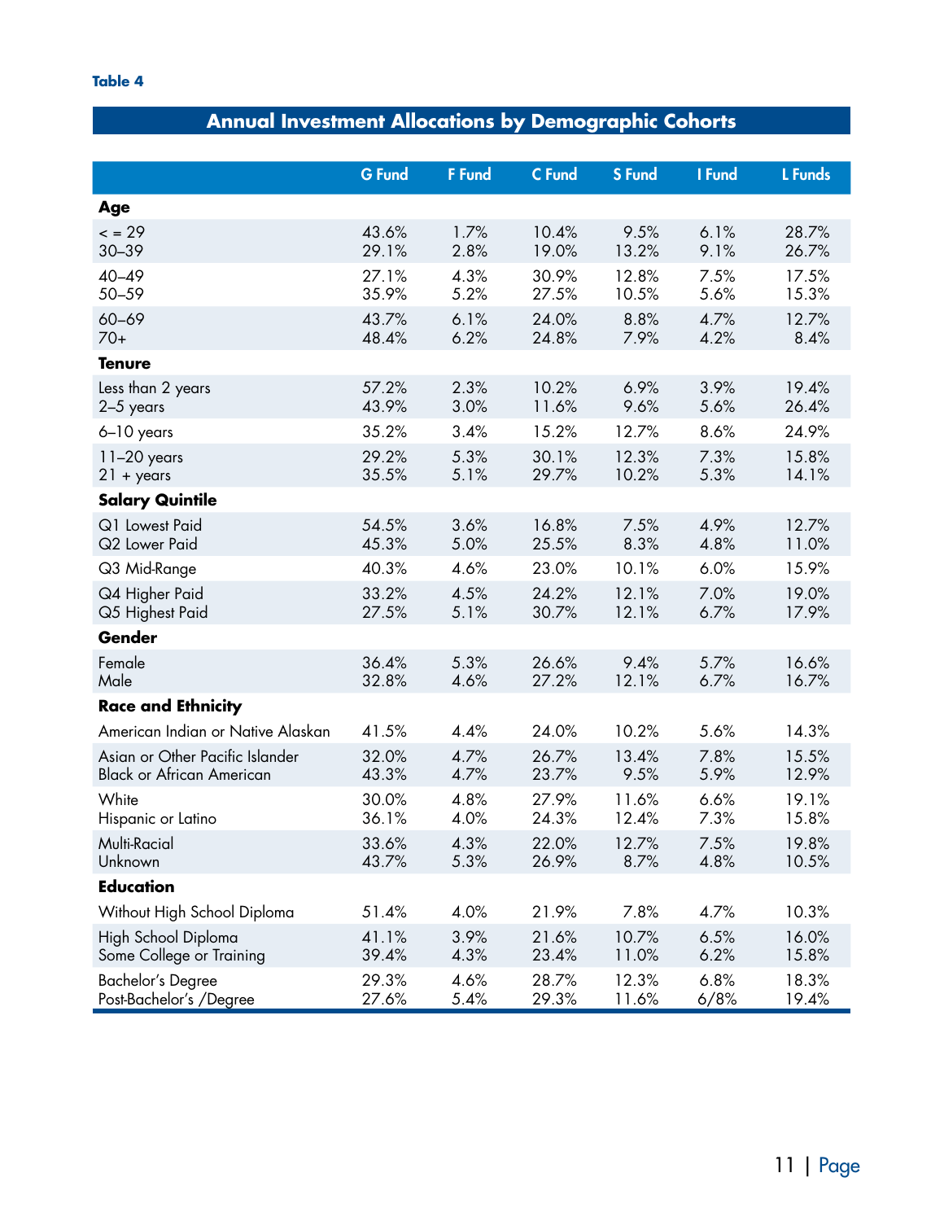**Table 4**

## Annual Investment Allocations by Demographic Cohorts

| | G Fund | F Fund | C Fund | S Fund | I Fund | L Funds |
|---|---|---|---|---|---|---|
| **Age** | | | | | | |
| < = 29 | 43.6% | 1.7% | 10.4% | 9.5% | 6.1% | 28.7% |
| 30–39 | 29.1% | 2.8% | 19.0% | 13.2% | 9.1% | 26.7% |
| 40–49 | 27.1% | 4.3% | 30.9% | 12.8% | 7.5% | 17.5% |
| 50–59 | 35.9% | 5.2% | 27.5% | 10.5% | 5.6% | 15.3% |
| 60–69 | 43.7% | 6.1% | 24.0% | 8.8% | 4.7% | 12.7% |
| 70+ | 48.4% | 6.2% | 24.8% | 7.9% | 4.2% | 8.4% |
| **Tenure** | | | | | | |
| Less than 2 years | 57.2% | 2.3% | 10.2% | 6.9% | 3.9% | 19.4% |
| 2–5 years | 43.9% | 3.0% | 11.6% | 9.6% | 5.6% | 26.4% |
| 6–10 years | 35.2% | 3.4% | 15.2% | 12.7% | 8.6% | 24.9% |
| 11–20 years | 29.2% | 5.3% | 30.1% | 12.3% | 7.3% | 15.8% |
| 21 + years | 35.5% | 5.1% | 29.7% | 10.2% | 5.3% | 14.1% |
| **Salary Quintile** | | | | | | |
| Q1 Lowest Paid | 54.5% | 3.6% | 16.8% | 7.5% | 4.9% | 12.7% |
| Q2 Lower Paid | 45.3% | 5.0% | 25.5% | 8.3% | 4.8% | 11.0% |
| Q3 Mid-Range | 40.3% | 4.6% | 23.0% | 10.1% | 6.0% | 15.9% |
| Q4 Higher Paid | 33.2% | 4.5% | 24.2% | 12.1% | 7.0% | 19.0% |
| Q5 Highest Paid | 27.5% | 5.1% | 30.7% | 12.1% | 6.7% | 17.9% |
| **Gender** | | | | | | |
| Female | 36.4% | 5.3% | 26.6% | 9.4% | 5.7% | 16.6% |
| Male | 32.8% | 4.6% | 27.2% | 12.1% | 6.7% | 16.7% |
| **Race and Ethnicity** | | | | | | |
| American Indian or Native Alaskan | 41.5% | 4.4% | 24.0% | 10.2% | 5.6% | 14.3% |
| Asian or Other Pacific Islander | 32.0% | 4.7% | 26.7% | 13.4% | 7.8% | 15.5% |
| Black or African American | 43.3% | 4.7% | 23.7% | 9.5% | 5.9% | 12.9% |
| White | 30.0% | 4.8% | 27.9% | 11.6% | 6.6% | 19.1% |
| Hispanic or Latino | 36.1% | 4.0% | 24.3% | 12.4% | 7.3% | 15.8% |
| Multi-Racial | 33.6% | 4.3% | 22.0% | 12.7% | 7.5% | 19.8% |
| Unknown | 43.7% | 5.3% | 26.9% | 8.7% | 4.8% | 10.5% |
| **Education** | | | | | | |
| Without High School Diploma | 51.4% | 4.0% | 21.9% | 7.8% | 4.7% | 10.3% |
| High School Diploma | 41.1% | 3.9% | 21.6% | 10.7% | 6.5% | 16.0% |
| Some College or Training | 39.4% | 4.3% | 23.4% | 11.0% | 6.2% | 15.8% |
| Bachelor's Degree | 29.3% | 4.6% | 28.7% | 12.3% | 6.8% | 18.3% |
| Post-Bachelor's /Degree | 27.6% | 5.4% | 29.3% | 11.6% | 6/8% | 19.4% |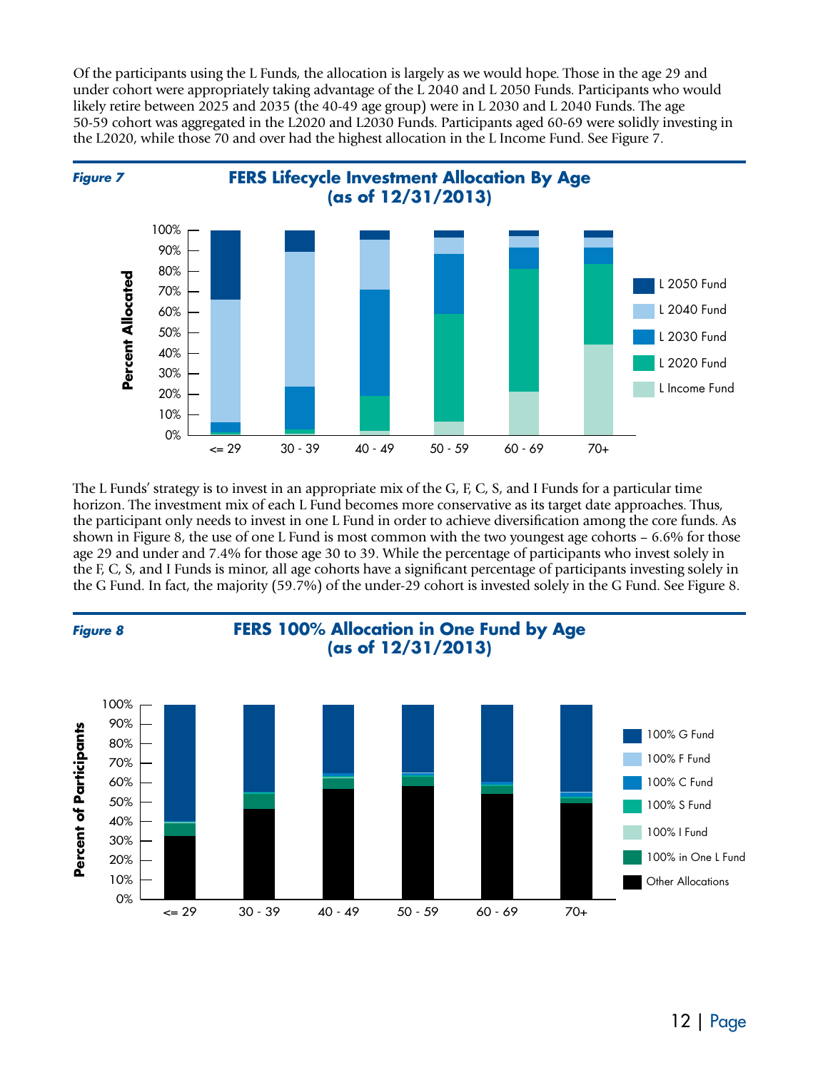Of the participants using the L Funds, the allocation is largely as we would hope. Those in the age 29 and under cohort were appropriately taking advantage of the L 2040 and L 2050 Funds. Participants who would likely retire between 2025 and 2035 (the 40-49 age group) were in L 2030 and L 2040 Funds. The age 50-59 cohort was aggregated in the L2020 and L2030 Funds. Participants aged 60-69 were solidly investing in the L2020, while those 70 and over had the highest allocation in the L Income Fund. See Figure 7.

***Figure 7***

**FERS Lifecycle Investment Allocation By Age (as of 12/31/2013)**

The L Funds' strategy is to invest in an appropriate mix of the G, F, C, S, and I Funds for a particular time horizon. The investment mix of each L Fund becomes more conservative as its target date approaches. Thus, the participant only needs to invest in one L Fund in order to achieve diversification among the core funds. As shown in Figure 8, the use of one L Fund is most common with the two youngest age cohorts – 6.6% for those age 29 and under and 7.4% for those age 30 to 39. While the percentage of participants who invest solely in the F, C, S, and I Funds is minor, all age cohorts have a significant percentage of participants investing solely in the G Fund. In fact, the majority (59.7%) of the under-29 cohort is invested solely in the G Fund. See Figure 8.

***Figure 8***

**FERS 100% Allocation in One Fund by Age (as of 12/31/2013)**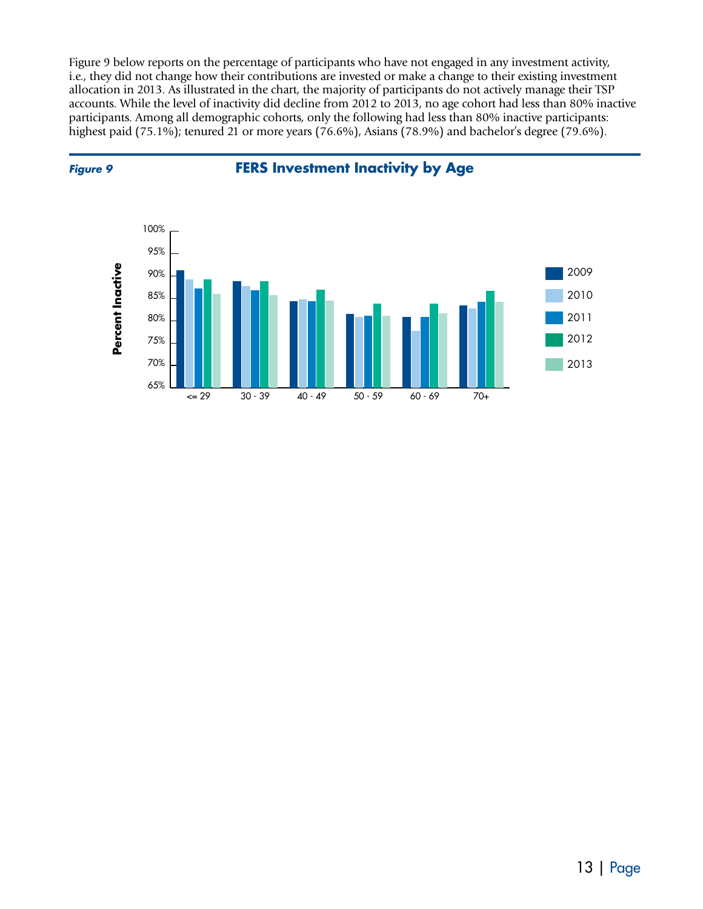Figure 9 below reports on the percentage of participants who have not engaged in any investment activity, i.e., they did not change how their contributions are invested or make a change to their existing investment allocation in 2013. As illustrated in the chart, the majority of participants do not actively manage their TSP accounts. While the level of inactivity did decline from 2012 to 2013, no age cohort had less than 80% inactive participants. Among all demographic cohorts, only the following had less than 80% inactive participants: highest paid (75.1%); tenured 21 or more years (76.6%), Asians (78.9%) and bachelor's degree (79.6%).

***Figure 9*** **FERS Investment Inactivity by Age**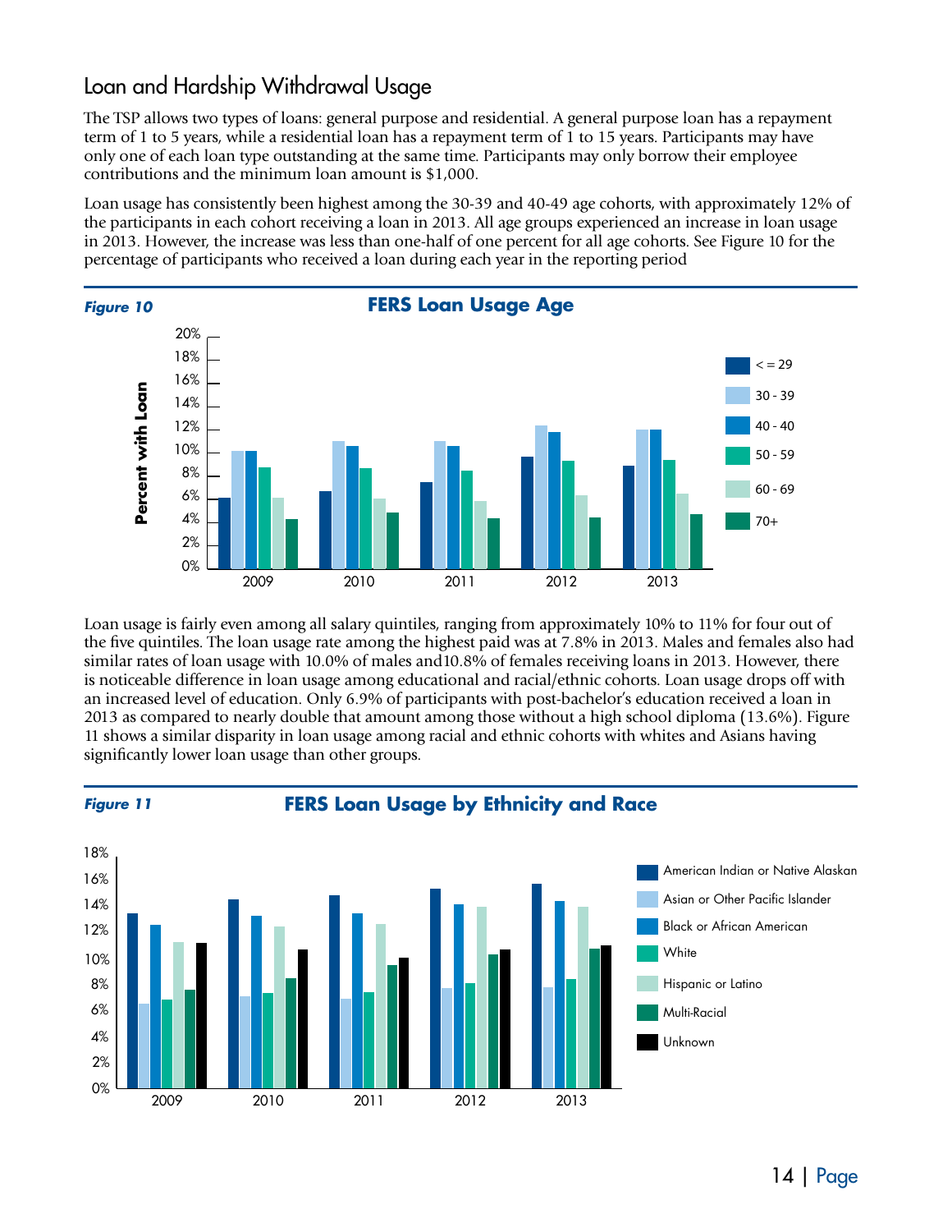## Loan and Hardship Withdrawal Usage

The TSP allows two types of loans: general purpose and residential. A general purpose loan has a repayment term of 1 to 5 years, while a residential loan has a repayment term of 1 to 15 years. Participants may have only one of each loan type outstanding at the same time. Participants may only borrow their employee contributions and the minimum loan amount is $1,000.

Loan usage has consistently been highest among the 30-39 and 40-49 age cohorts, with approximately 12% of the participants in each cohort receiving a loan in 2013. All age groups experienced an increase in loan usage in 2013. However, the increase was less than one-half of one percent for all age cohorts. See Figure 10 for the percentage of participants who received a loan during each year in the reporting period

***Figure 10***

**FERS Loan Usage Age**

Loan usage is fairly even among all salary quintiles, ranging from approximately 10% to 11% for four out of the five quintiles. The loan usage rate among the highest paid was at 7.8% in 2013. Males and females also had similar rates of loan usage with 10.0% of males and10.8% of females receiving loans in 2013. However, there is noticeable difference in loan usage among educational and racial/ethnic cohorts. Loan usage drops off with an increased level of education. Only 6.9% of participants with post-bachelor's education received a loan in 2013 as compared to nearly double that amount among those without a high school diploma (13.6%). Figure 11 shows a similar disparity in loan usage among racial and ethnic cohorts with whites and Asians having significantly lower loan usage than other groups.

***Figure 11***

**FERS Loan Usage by Ethnicity and Race**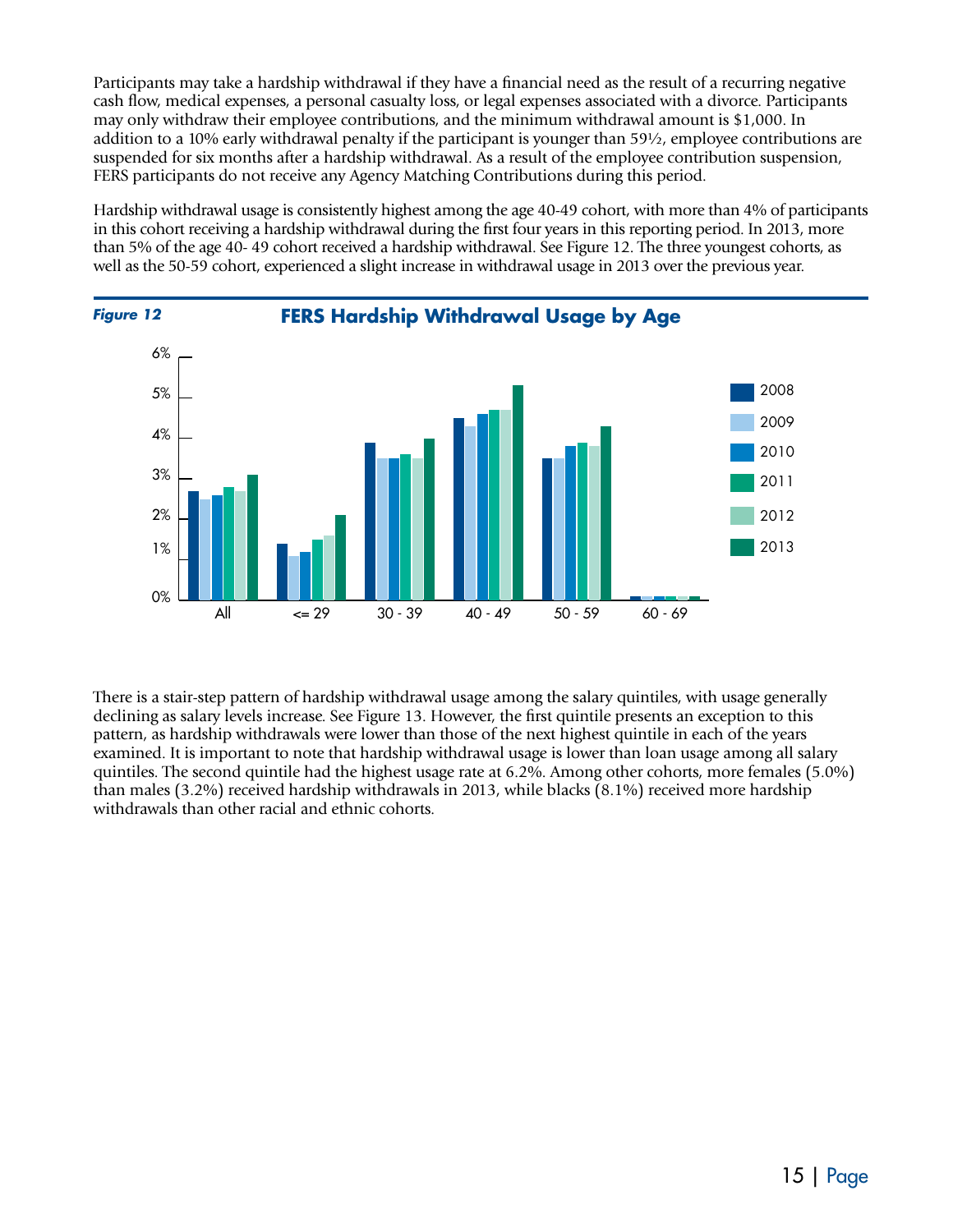Participants may take a hardship withdrawal if they have a financial need as the result of a recurring negative cash flow, medical expenses, a personal casualty loss, or legal expenses associated with a divorce. Participants may only withdraw their employee contributions, and the minimum withdrawal amount is $1,000. In addition to a 10% early withdrawal penalty if the participant is younger than 59½, employee contributions are suspended for six months after a hardship withdrawal. As a result of the employee contribution suspension, FERS participants do not receive any Agency Matching Contributions during this period.

Hardship withdrawal usage is consistently highest among the age 40-49 cohort, with more than 4% of participants in this cohort receiving a hardship withdrawal during the first four years in this reporting period. In 2013, more than 5% of the age 40- 49 cohort received a hardship withdrawal. See Figure 12. The three youngest cohorts, as well as the 50-59 cohort, experienced a slight increase in withdrawal usage in 2013 over the previous year.

***Figure 12*** **FERS Hardship Withdrawal Usage by Age**

There is a stair-step pattern of hardship withdrawal usage among the salary quintiles, with usage generally declining as salary levels increase. See Figure 13. However, the first quintile presents an exception to this pattern, as hardship withdrawals were lower than those of the next highest quintile in each of the years examined. It is important to note that hardship withdrawal usage is lower than loan usage among all salary quintiles. The second quintile had the highest usage rate at 6.2%. Among other cohorts, more females (5.0%) than males (3.2%) received hardship withdrawals in 2013, while blacks (8.1%) received more hardship withdrawals than other racial and ethnic cohorts.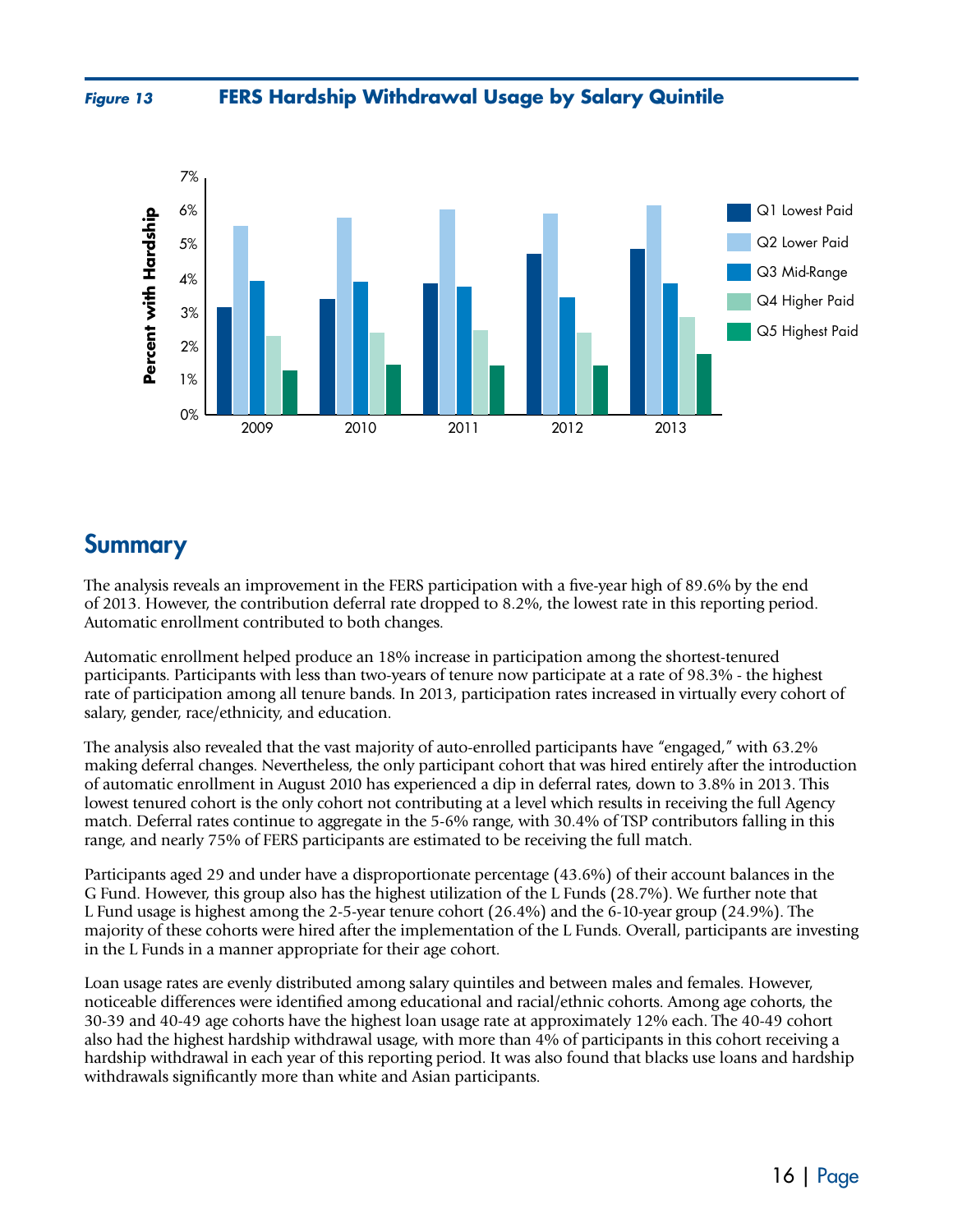**Figure 13** **FERS Hardship Withdrawal Usage by Salary Quintile**

## Summary

The analysis reveals an improvement in the FERS participation with a five-year high of 89.6% by the end of 2013. However, the contribution deferral rate dropped to 8.2%, the lowest rate in this reporting period. Automatic enrollment contributed to both changes.

Automatic enrollment helped produce an 18% increase in participation among the shortest-tenured participants. Participants with less than two-years of tenure now participate at a rate of 98.3% - the highest rate of participation among all tenure bands. In 2013, participation rates increased in virtually every cohort of salary, gender, race/ethnicity, and education.

The analysis also revealed that the vast majority of auto-enrolled participants have "engaged," with 63.2% making deferral changes. Nevertheless, the only participant cohort that was hired entirely after the introduction of automatic enrollment in August 2010 has experienced a dip in deferral rates, down to 3.8% in 2013. This lowest tenured cohort is the only cohort not contributing at a level which results in receiving the full Agency match. Deferral rates continue to aggregate in the 5-6% range, with 30.4% of TSP contributors falling in this range, and nearly 75% of FERS participants are estimated to be receiving the full match.

Participants aged 29 and under have a disproportionate percentage (43.6%) of their account balances in the G Fund. However, this group also has the highest utilization of the L Funds (28.7%). We further note that L Fund usage is highest among the 2-5-year tenure cohort (26.4%) and the 6-10-year group (24.9%). The majority of these cohorts were hired after the implementation of the L Funds. Overall, participants are investing in the L Funds in a manner appropriate for their age cohort.

Loan usage rates are evenly distributed among salary quintiles and between males and females. However, noticeable differences were identified among educational and racial/ethnic cohorts. Among age cohorts, the 30-39 and 40-49 age cohorts have the highest loan usage rate at approximately 12% each. The 40-49 cohort also had the highest hardship withdrawal usage, with more than 4% of participants in this cohort receiving a hardship withdrawal in each year of this reporting period. It was also found that blacks use loans and hardship withdrawals significantly more than white and Asian participants.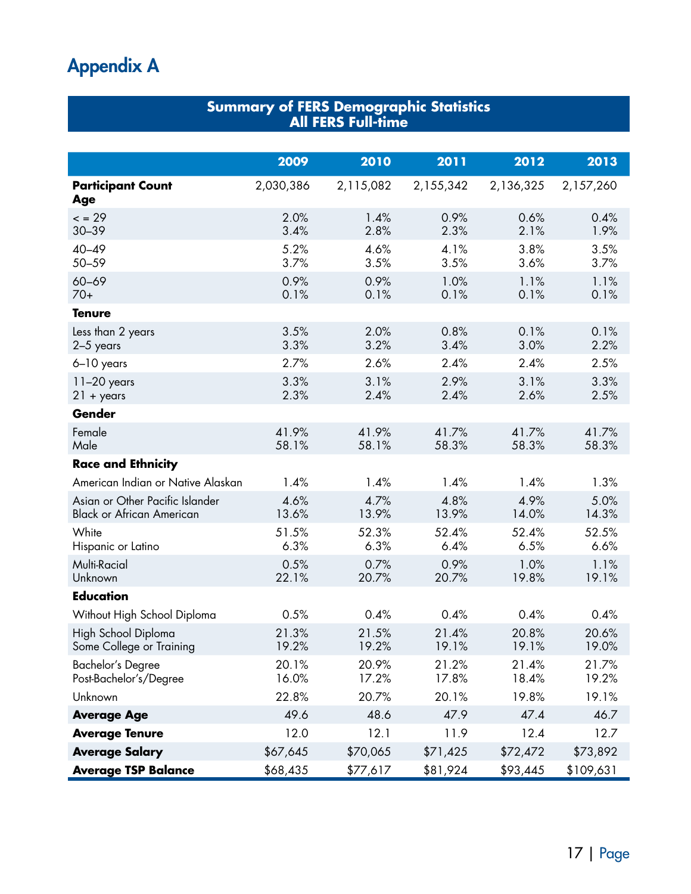# Appendix A

| Summary of FERS Demographic Statistics All FERS Full-time | | | | | |
|---|---|---|---|---|---|
| | **2009** | **2010** | **2011** | **2012** | **2013** |
| **Participant Count** | 2,030,386 | 2,115,082 | 2,155,342 | 2,136,325 | 2,157,260 |
| **Age** | | | | | |
| < = 29 | 2.0% | 1.4% | 0.9% | 0.6% | 0.4% |
| 30–39 | 3.4% | 2.8% | 2.3% | 2.1% | 1.9% |
| 40–49 | 5.2% | 4.6% | 4.1% | 3.8% | 3.5% |
| 50–59 | 3.7% | 3.5% | 3.5% | 3.6% | 3.7% |
| 60–69 | 0.9% | 0.9% | 1.0% | 1.1% | 1.1% |
| 70+ | 0.1% | 0.1% | 0.1% | 0.1% | 0.1% |
| **Tenure** | | | | | |
| Less than 2 years | 3.5% | 2.0% | 0.8% | 0.1% | 0.1% |
| 2–5 years | 3.3% | 3.2% | 3.4% | 3.0% | 2.2% |
| 6–10 years | 2.7% | 2.6% | 2.4% | 2.4% | 2.5% |
| 11–20 years | 3.3% | 3.1% | 2.9% | 3.1% | 3.3% |
| 21 + years | 2.3% | 2.4% | 2.4% | 2.6% | 2.5% |
| **Gender** | | | | | |
| Female | 41.9% | 41.9% | 41.7% | 41.7% | 41.7% |
| Male | 58.1% | 58.1% | 58.3% | 58.3% | 58.3% |
| **Race and Ethnicity** | | | | | |
| American Indian or Native Alaskan | 1.4% | 1.4% | 1.4% | 1.4% | 1.3% |
| Asian or Other Pacific Islander | 4.6% | 4.7% | 4.8% | 4.9% | 5.0% |
| Black or African American | 13.6% | 13.9% | 13.9% | 14.0% | 14.3% |
| White | 51.5% | 52.3% | 52.4% | 52.4% | 52.5% |
| Hispanic or Latino | 6.3% | 6.3% | 6.4% | 6.5% | 6.6% |
| Multi-Racial | 0.5% | 0.7% | 0.9% | 1.0% | 1.1% |
| Unknown | 22.1% | 20.7% | 20.7% | 19.8% | 19.1% |
| **Education** | | | | | |
| Without High School Diploma | 0.5% | 0.4% | 0.4% | 0.4% | 0.4% |
| High School Diploma | 21.3% | 21.5% | 21.4% | 20.8% | 20.6% |
| Some College or Training | 19.2% | 19.2% | 19.1% | 19.1% | 19.0% |
| Bachelor's Degree | 20.1% | 20.9% | 21.2% | 21.4% | 21.7% |
| Post-Bachelor's/Degree | 16.0% | 17.2% | 17.8% | 18.4% | 19.2% |
| Unknown | 22.8% | 20.7% | 20.1% | 19.8% | 19.1% |
| **Average Age** | 49.6 | 48.6 | 47.9 | 47.4 | 46.7 |
| **Average Tenure** | 12.0 | 12.1 | 11.9 | 12.4 | 12.7 |
| **Average Salary** | $67,645 | $70,065 | $71,425 | $72,472 | $73,892 |
| **Average TSP Balance** | $68,435 | $77,617 | $81,924 | $93,445 | $109,631 |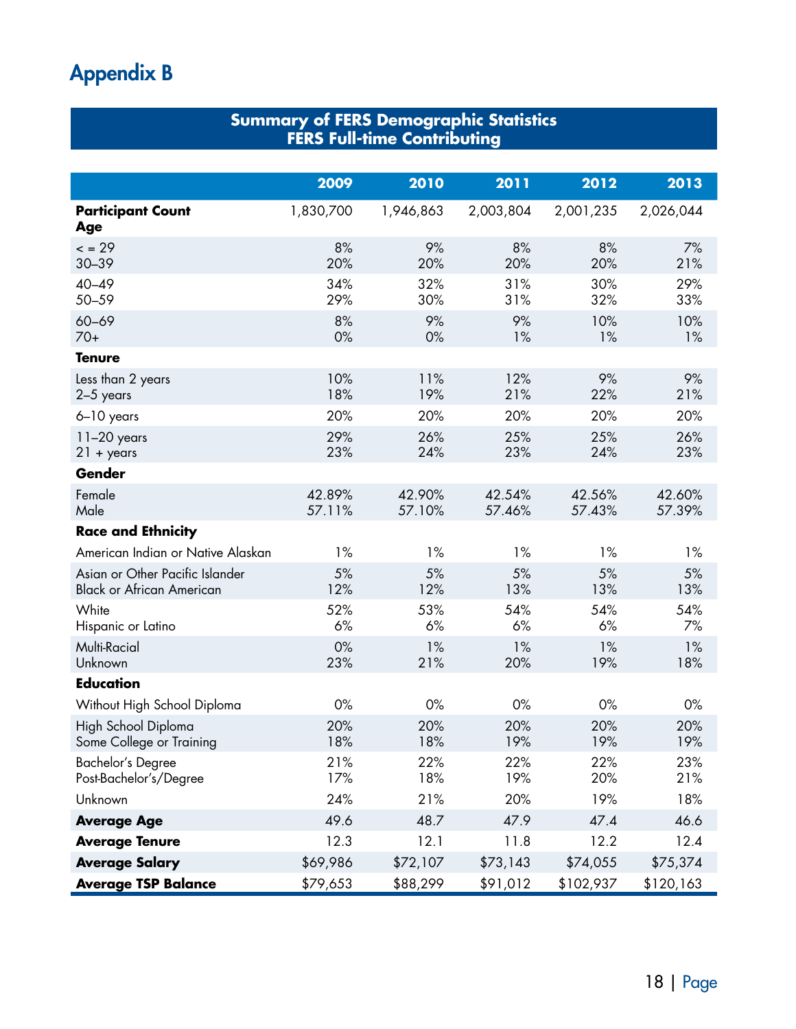# Appendix B

| Summary of FERS Demographic Statistics<br>FERS Full-time Contributing | | | | | |
|---|---|---|---|---|---|
| | **2009** | **2010** | **2011** | **2012** | **2013** |
| **Participant Count** | 1,830,700 | 1,946,863 | 2,003,804 | 2,001,235 | 2,026,044 |
| **Age** | | | | | |
| < = 29 | 8% | 9% | 8% | 8% | 7% |
| 30–39 | 20% | 20% | 20% | 20% | 21% |
| 40–49 | 34% | 32% | 31% | 30% | 29% |
| 50–59 | 29% | 30% | 31% | 32% | 33% |
| 60–69 | 8% | 9% | 9% | 10% | 10% |
| 70+ | 0% | 0% | 1% | 1% | 1% |
| **Tenure** | | | | | |
| Less than 2 years | 10% | 11% | 12% | 9% | 9% |
| 2–5 years | 18% | 19% | 21% | 22% | 21% |
| 6–10 years | 20% | 20% | 20% | 20% | 20% |
| 11–20 years | 29% | 26% | 25% | 25% | 26% |
| 21 + years | 23% | 24% | 23% | 24% | 23% |
| **Gender** | | | | | |
| Female | 42.89% | 42.90% | 42.54% | 42.56% | 42.60% |
| Male | 57.11% | 57.10% | 57.46% | 57.43% | 57.39% |
| **Race and Ethnicity** | | | | | |
| American Indian or Native Alaskan | 1% | 1% | 1% | 1% | 1% |
| Asian or Other Pacific Islander | 5% | 5% | 5% | 5% | 5% |
| Black or African American | 12% | 12% | 13% | 13% | 13% |
| White | 52% | 53% | 54% | 54% | 54% |
| Hispanic or Latino | 6% | 6% | 6% | 6% | 7% |
| Multi-Racial | 0% | 1% | 1% | 1% | 1% |
| Unknown | 23% | 21% | 20% | 19% | 18% |
| **Education** | | | | | |
| Without High School Diploma | 0% | 0% | 0% | 0% | 0% |
| High School Diploma | 20% | 20% | 20% | 20% | 20% |
| Some College or Training | 18% | 18% | 19% | 19% | 19% |
| Bachelor's Degree | 21% | 22% | 22% | 22% | 23% |
| Post-Bachelor's/Degree | 17% | 18% | 19% | 20% | 21% |
| Unknown | 24% | 21% | 20% | 19% | 18% |
| **Average Age** | 49.6 | 48.7 | 47.9 | 47.4 | 46.6 |
| **Average Tenure** | 12.3 | 12.1 | 11.8 | 12.2 | 12.4 |
| **Average Salary** | $69,986 | $72,107 | $73,143 | $74,055 | $75,374 |
| **Average TSP Balance** | $79,653 | $88,299 | $91,012 | $102,937 | $120,163 |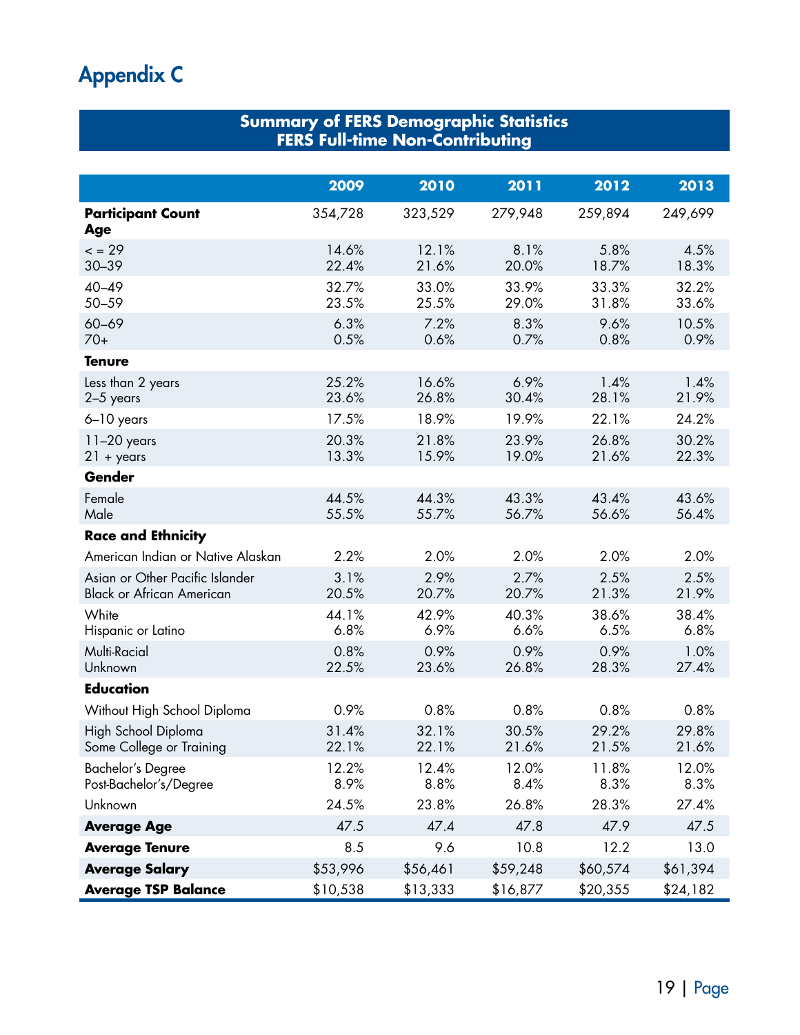# Appendix C

| Summary of FERS Demographic Statistics<br>FERS Full-time Non-Contributing | | | | | |
|---|---|---|---|---|---|
| | **2009** | **2010** | **2011** | **2012** | **2013** |
| **Participant Count** | 354,728 | 323,529 | 279,948 | 259,894 | 249,699 |
| **Age** | | | | | |
| < = 29 | 14.6% | 12.1% | 8.1% | 5.8% | 4.5% |
| 30–39 | 22.4% | 21.6% | 20.0% | 18.7% | 18.3% |
| 40–49 | 32.7% | 33.0% | 33.9% | 33.3% | 32.2% |
| 50–59 | 23.5% | 25.5% | 29.0% | 31.8% | 33.6% |
| 60–69 | 6.3% | 7.2% | 8.3% | 9.6% | 10.5% |
| 70+ | 0.5% | 0.6% | 0.7% | 0.8% | 0.9% |
| **Tenure** | | | | | |
| Less than 2 years | 25.2% | 16.6% | 6.9% | 1.4% | 1.4% |
| 2–5 years | 23.6% | 26.8% | 30.4% | 28.1% | 21.9% |
| 6–10 years | 17.5% | 18.9% | 19.9% | 22.1% | 24.2% |
| 11–20 years | 20.3% | 21.8% | 23.9% | 26.8% | 30.2% |
| 21 + years | 13.3% | 15.9% | 19.0% | 21.6% | 22.3% |
| **Gender** | | | | | |
| Female | 44.5% | 44.3% | 43.3% | 43.4% | 43.6% |
| Male | 55.5% | 55.7% | 56.7% | 56.6% | 56.4% |
| **Race and Ethnicity** | | | | | |
| American Indian or Native Alaskan | 2.2% | 2.0% | 2.0% | 2.0% | 2.0% |
| Asian or Other Pacific Islander | 3.1% | 2.9% | 2.7% | 2.5% | 2.5% |
| Black or African American | 20.5% | 20.7% | 20.7% | 21.3% | 21.9% |
| White | 44.1% | 42.9% | 40.3% | 38.6% | 38.4% |
| Hispanic or Latino | 6.8% | 6.9% | 6.6% | 6.5% | 6.8% |
| Multi-Racial | 0.8% | 0.9% | 0.9% | 0.9% | 1.0% |
| Unknown | 22.5% | 23.6% | 26.8% | 28.3% | 27.4% |
| **Education** | | | | | |
| Without High School Diploma | 0.9% | 0.8% | 0.8% | 0.8% | 0.8% |
| High School Diploma | 31.4% | 32.1% | 30.5% | 29.2% | 29.8% |
| Some College or Training | 22.1% | 22.1% | 21.6% | 21.5% | 21.6% |
| Bachelor's Degree | 12.2% | 12.4% | 12.0% | 11.8% | 12.0% |
| Post-Bachelor's/Degree | 8.9% | 8.8% | 8.4% | 8.3% | 8.3% |
| Unknown | 24.5% | 23.8% | 26.8% | 28.3% | 27.4% |
| **Average Age** | 47.5 | 47.4 | 47.8 | 47.9 | 47.5 |
| **Average Tenure** | 8.5 | 9.6 | 10.8 | 12.2 | 13.0 |
| **Average Salary** | $53,996 | $56,461 | $59,248 | $60,574 | $61,394 |
| **Average TSP Balance** | $10,538 | $13,333 | $16,877 | $20,355 | $24,182 |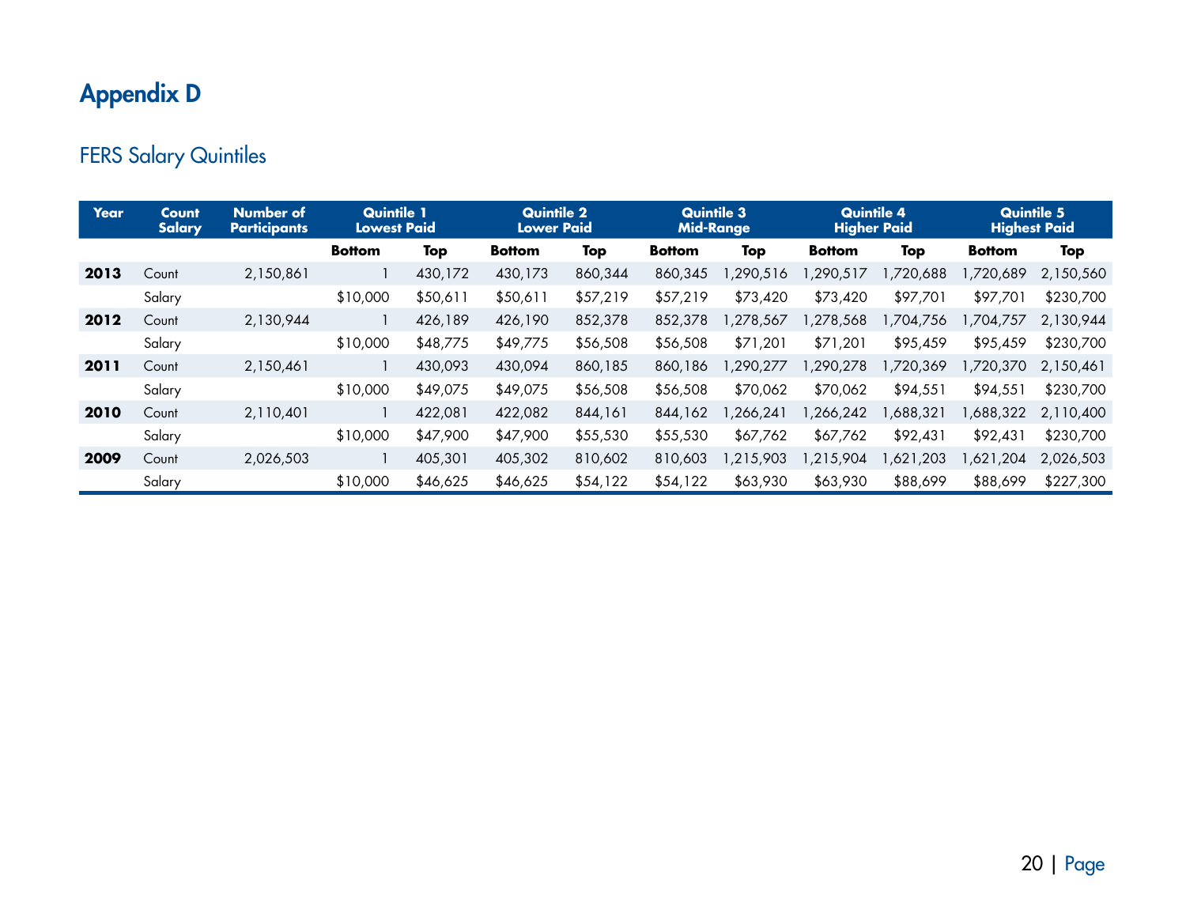# Appendix D

## FERS Salary Quintiles

| Year | Count Salary | Number of Participants | Quintile 1 Lowest Paid | | Quintile 2 Lower Paid | | Quintile 3 Mid-Range | | Quintile 4 Higher Paid | | Quintile 5 Highest Paid | |
|---|---|---|---|---|---|---|---|---|---|---|---|---|
| | | | **Bottom** | **Top** | **Bottom** | **Top** | **Bottom** | **Top** | **Bottom** | **Top** | **Bottom** | **Top** |
| **2013** | Count | 2,150,861 | 1 | 430,172 | 430,173 | 860,344 | 860,345 | 1,290,516 | 1,290,517 | 1,720,688 | 1,720,689 | 2,150,560 |
| | Salary | | $10,000 | $50,611 | $50,611 | $57,219 | $57,219 | $73,420 | $73,420 | $97,701 | $97,701 | $230,700 |
| **2012** | Count | 2,130,944 | 1 | 426,189 | 426,190 | 852,378 | 852,378 | 1,278,567 | 1,278,568 | 1,704,756 | 1,704,757 | 2,130,944 |
| | Salary | | $10,000 | $48,775 | $49,775 | $56,508 | $56,508 | $71,201 | $71,201 | $95,459 | $95,459 | $230,700 |
| **2011** | Count | 2,150,461 | 1 | 430,093 | 430,094 | 860,185 | 860,186 | 1,290,277 | 1,290,278 | 1,720,369 | 1,720,370 | 2,150,461 |
| | Salary | | $10,000 | $49,075 | $49,075 | $56,508 | $56,508 | $70,062 | $70,062 | $94,551 | $94,551 | $230,700 |
| **2010** | Count | 2,110,401 | 1 | 422,081 | 422,082 | 844,161 | 844,162 | 1,266,241 | 1,266,242 | 1,688,321 | 1,688,322 | 2,110,400 |
| | Salary | | $10,000 | $47,900 | $47,900 | $55,530 | $55,530 | $67,762 | $67,762 | $92,431 | $92,431 | $230,700 |
| **2009** | Count | 2,026,503 | 1 | 405,301 | 405,302 | 810,602 | 810,603 | 1,215,903 | 1,215,904 | 1,621,203 | 1,621,204 | 2,026,503 |
| | Salary | | $10,000 | $46,625 | $46,625 | $54,122 | $54,122 | $63,930 | $63,930 | $88,699 | $88,699 | $227,300 |